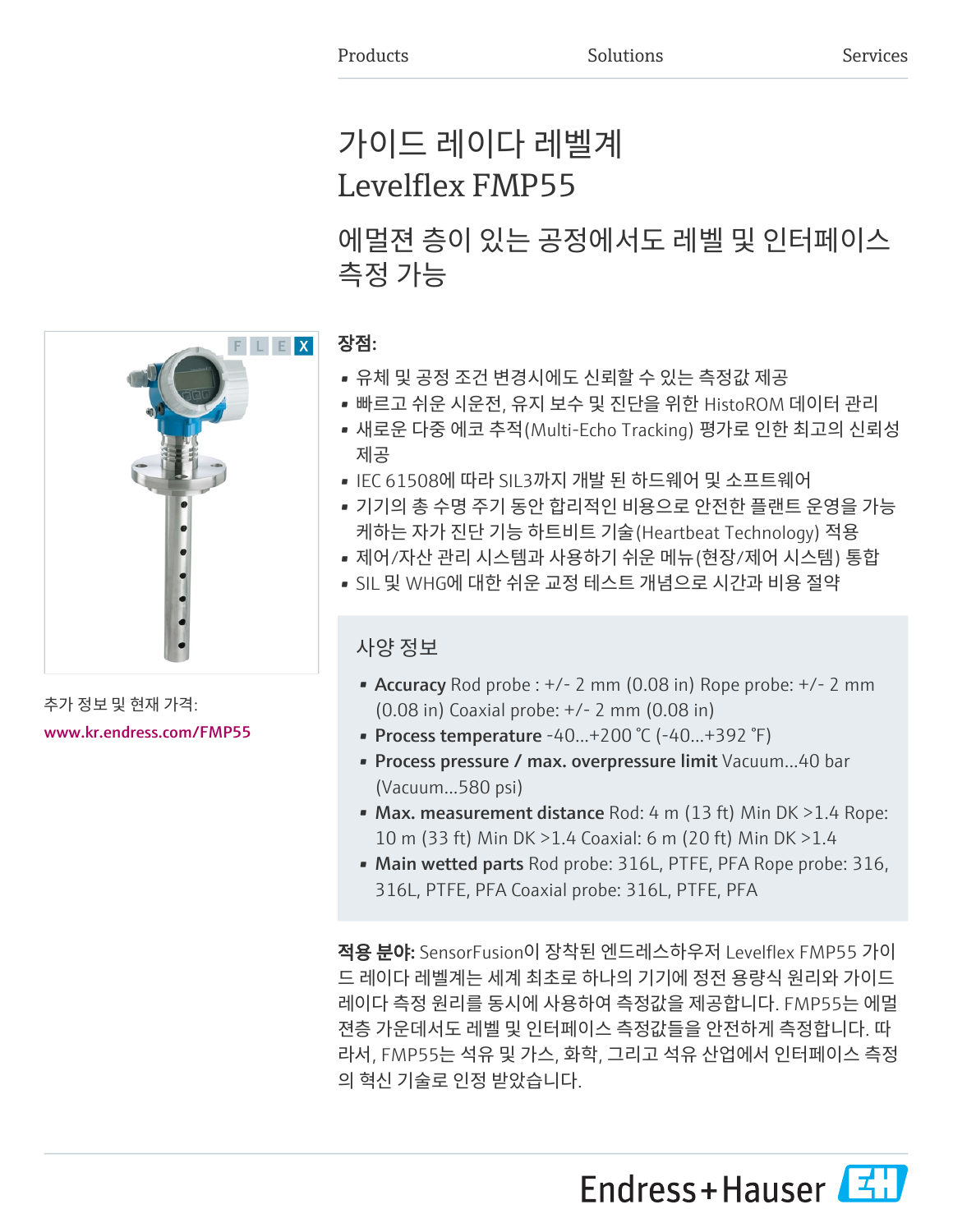Products Solutions Services

# 가이드 레이다 레벨계 Levelflex FMP55

## 에멀젼 층이 있는 공정에서도 레벨 및 인터페이스 측정 가능

F L E X

추가 정보 및 현재 가격:

www.kr.endress.com/FMP55

**장점:**

- 유체 및 공정 조건 변경시에도 신뢰할 수 있는 측정값 제공
- 빠르고 쉬운 시운전, 유지 보수 및 진단을 위한 HistoROM 데이터 관리
- 새로운 다중 에코 추적(Multi-Echo Tracking) 평가로 인한 최고의 신뢰성 제공
- IEC 61508에 따라 SIL3까지 개발 된 하드웨어 및 소프트웨어
- 기기의 총 수명 주기 동안 합리적인 비용으로 안전한 플랜트 운영을 가능케하는 자가 진단 기능 하트비트 기술(Heartbeat Technology) 적용
- 제어/자산 관리 시스템과 사용하기 쉬운 메뉴(현장/제어 시스템) 통합
- SIL 및 WHG에 대한 쉬운 교정 테스트 개념으로 시간과 비용 절약

### 사양 정보

- **Accuracy** Rod probe : +/- 2 mm (0.08 in) Rope probe: +/- 2 mm (0.08 in) Coaxial probe: +/- 2 mm (0.08 in)
- **Process temperature** -40...+200 °C (-40...+392 °F)
- **Process pressure / max. overpressure limit** Vacuum...40 bar (Vacuum...580 psi)
- **Max. measurement distance** Rod: 4 m (13 ft) Min DK >1.4 Rope: 10 m (33 ft) Min DK >1.4 Coaxial: 6 m (20 ft) Min DK >1.4
- **Main wetted parts** Rod probe: 316L, PTFE, PFA Rope probe: 316, 316L, PTFE, PFA Coaxial probe: 316L, PTFE, PFA

**적용 분야:** SensorFusion이 장착된 엔드레스하우저 Levelflex FMP55 가이드 레이다 레벨계는 세계 최초로 하나의 기기에 정전 용량식 원리와 가이드 레이다 측정 원리를 동시에 사용하여 측정값을 제공합니다. FMP55는 에멀젼층 가운데서도 레벨 및 인터페이스 측정값들을 안전하게 측정합니다. 따라서, FMP55는 석유 및 가스, 화학, 그리고 석유 산업에서 인터페이스 측정의 혁신 기술로 인정 받았습니다.

Endress+Hauser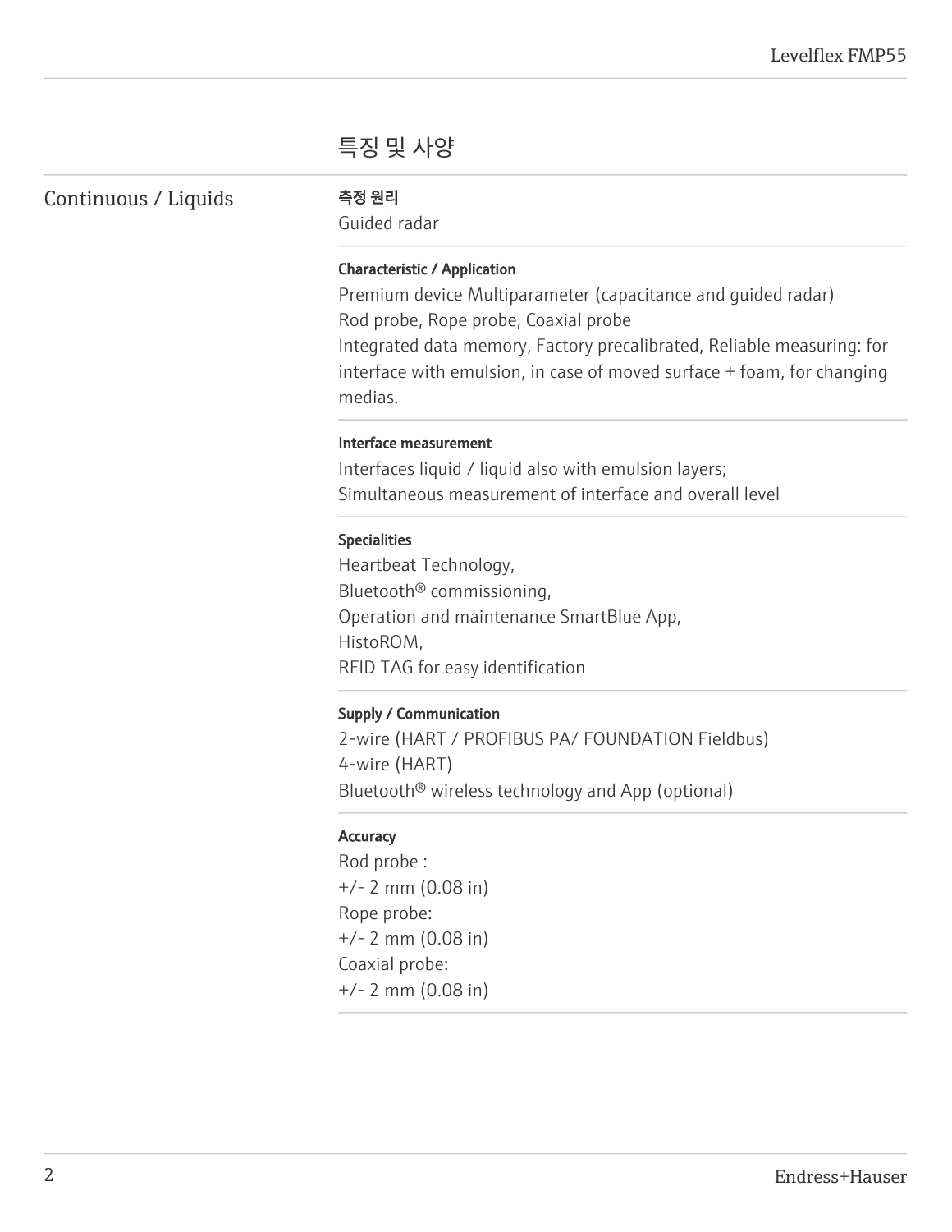## 특징 및 사양

### Continuous / Liquids

**측정 원리**

Guided radar

**Characteristic / Application**

Premium device Multiparameter (capacitance and guided radar)
Rod probe, Rope probe, Coaxial probe
Integrated data memory, Factory precalibrated, Reliable measuring: for interface with emulsion, in case of moved surface + foam, for changing medias.

**Interface measurement**

Interfaces liquid / liquid also with emulsion layers;
Simultaneous measurement of interface and overall level

**Specialities**

Heartbeat Technology,
Bluetooth® commissioning,
Operation and maintenance SmartBlue App,
HistoROM,
RFID TAG for easy identification

**Supply / Communication**

2-wire (HART / PROFIBUS PA/ FOUNDATION Fieldbus)
4-wire (HART)
Bluetooth® wireless technology and App (optional)

**Accuracy**

Rod probe :
+/- 2 mm (0.08 in)
Rope probe:
+/- 2 mm (0.08 in)
Coaxial probe:
+/- 2 mm (0.08 in)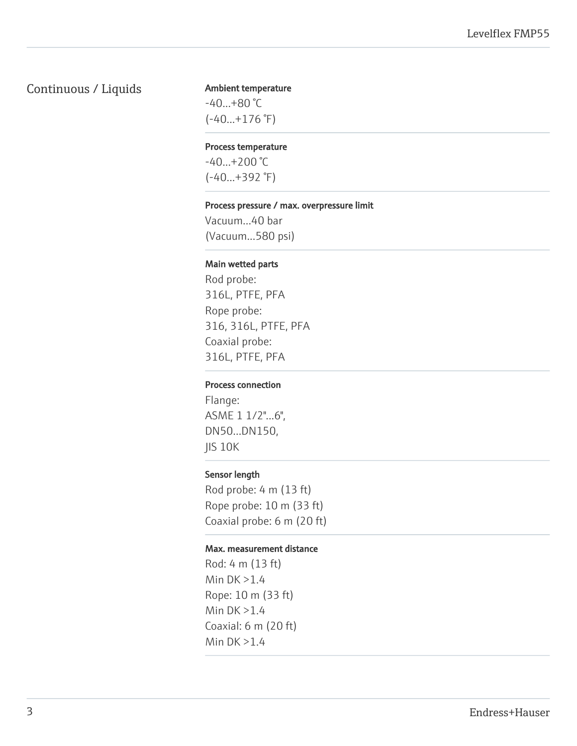## Continuous / Liquids

**Ambient temperature**

-40...+80 °C
(-40...+176 °F)

**Process temperature**

-40...+200 °C
(-40...+392 °F)

**Process pressure / max. overpressure limit**

Vacuum...40 bar
(Vacuum...580 psi)

**Main wetted parts**

Rod probe:
316L, PTFE, PFA
Rope probe:
316, 316L, PTFE, PFA
Coaxial probe:
316L, PTFE, PFA

**Process connection**

Flange:
ASME 1 1/2"...6",
DN50...DN150,
JIS 10K

**Sensor length**

Rod probe: 4 m (13 ft)
Rope probe: 10 m (33 ft)
Coaxial probe: 6 m (20 ft)

**Max. measurement distance**

Rod: 4 m (13 ft)
Min DK >1.4
Rope: 10 m (33 ft)
Min DK >1.4
Coaxial: 6 m (20 ft)
Min DK >1.4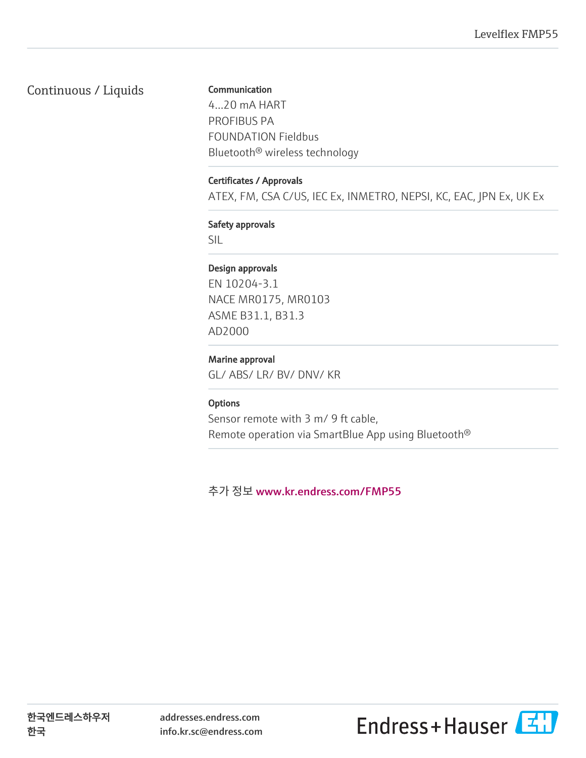Continuous / Liquids

**Communication**

4...20 mA HART
PROFIBUS PA
FOUNDATION Fieldbus
Bluetooth® wireless technology

**Certificates / Approvals**

ATEX, FM, CSA C/US, IEC Ex, INMETRO, NEPSI, KC, EAC, JPN Ex, UK Ex

**Safety approvals**

SIL

**Design approvals**

EN 10204-3.1
NACE MR0175, MR0103
ASME B31.1, B31.3
AD2000

**Marine approval**

GL/ ABS/ LR/ BV/ DNV/ KR

**Options**

Sensor remote with 3 m/ 9 ft cable,
Remote operation via SmartBlue App using Bluetooth®

추가 정보 **www.kr.endress.com/FMP55**

**한국엔드레스하우저**
**한국**

addresses.endress.com
info.kr.sc@endress.com

Endress+Hauser